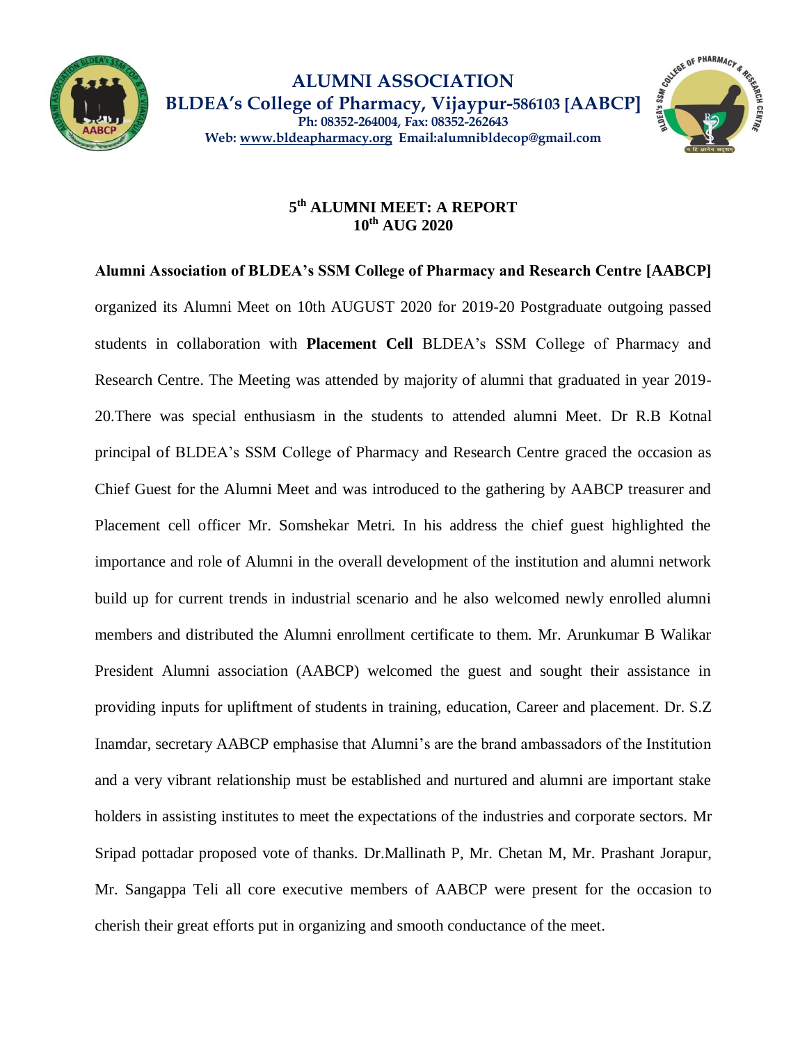# ALUMNI ASSOCIATION

**BLDEA's College of Pharmacy, Vijaypur-586103 [AABCP]**

**Ph: 08352-264004, Fax: 08352-262643**

**Web: www.bldeapharmacy.org Email:alumnibldecop@gmail.com**

## 5th ALUMNI MEET: A REPORT
## 10th AUG 2020

**Alumni Association of BLDEA's SSM College of Pharmacy and Research Centre [AABCP]** organized its Alumni Meet on 10th AUGUST 2020 for 2019-20 Postgraduate outgoing passed students in collaboration with **Placement Cell** BLDEA's SSM College of Pharmacy and Research Centre. The Meeting was attended by majority of alumni that graduated in year 2019-20.There was special enthusiasm in the students to attended alumni Meet. Dr R.B Kotnal principal of BLDEA's SSM College of Pharmacy and Research Centre graced the occasion as Chief Guest for the Alumni Meet and was introduced to the gathering by AABCP treasurer and Placement cell officer Mr. Somshekar Metri. In his address the chief guest highlighted the importance and role of Alumni in the overall development of the institution and alumni network build up for current trends in industrial scenario and he also welcomed newly enrolled alumni members and distributed the Alumni enrollment certificate to them. Mr. Arunkumar B Walikar President Alumni association (AABCP) welcomed the guest and sought their assistance in providing inputs for upliftment of students in training, education, Career and placement. Dr. S.Z Inamdar, secretary AABCP emphasise that Alumni's are the brand ambassadors of the Institution and a very vibrant relationship must be established and nurtured and alumni are important stake holders in assisting institutes to meet the expectations of the industries and corporate sectors. Mr Sripad pottadar proposed vote of thanks. Dr.Mallinath P, Mr. Chetan M, Mr. Prashant Jorapur, Mr. Sangappa Teli all core executive members of AABCP were present for the occasion to cherish their great efforts put in organizing and smooth conductance of the meet.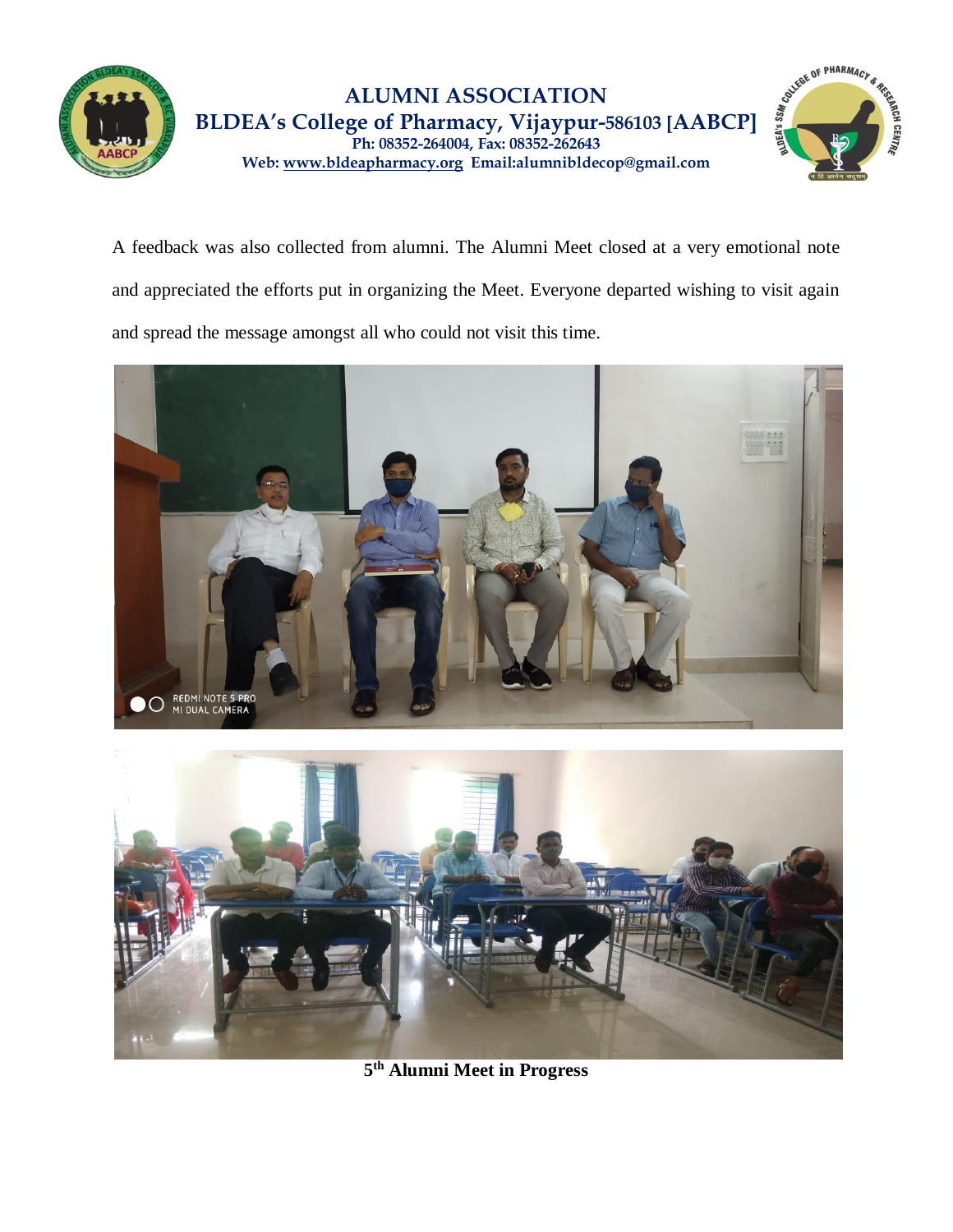A feedback was also collected from alumni. The Alumni Meet closed at a very emotional note and appreciated the efforts put in organizing the Meet. Everyone departed wishing to visit again and spread the message amongst all who could not visit this time.

**5th Alumni Meet in Progress**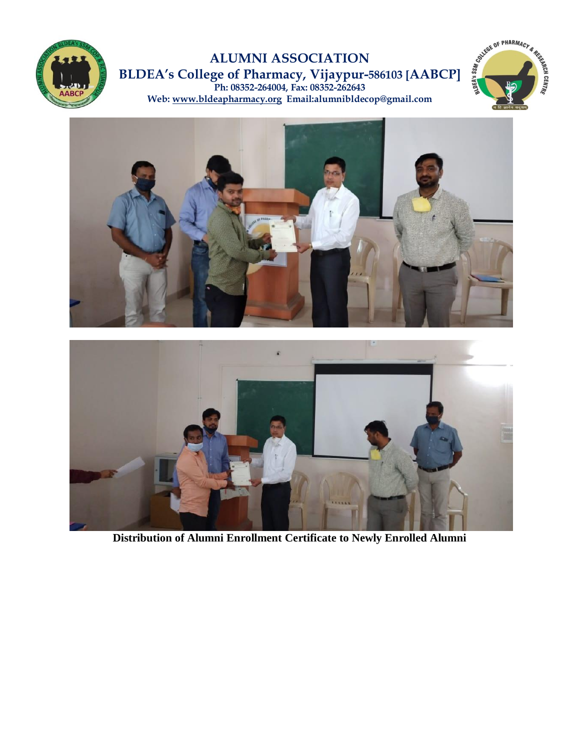# ALUMNI ASSOCIATION

## BLDEA's College of Pharmacy, Vijaypur-586103 [AABCP]

**Ph: 08352-264004, Fax: 08352-262643**

**Web: www.bldeapharmacy.org Email:alumnibldecop@gmail.com**

**Distribution of Alumni Enrollment Certificate to Newly Enrolled Alumni**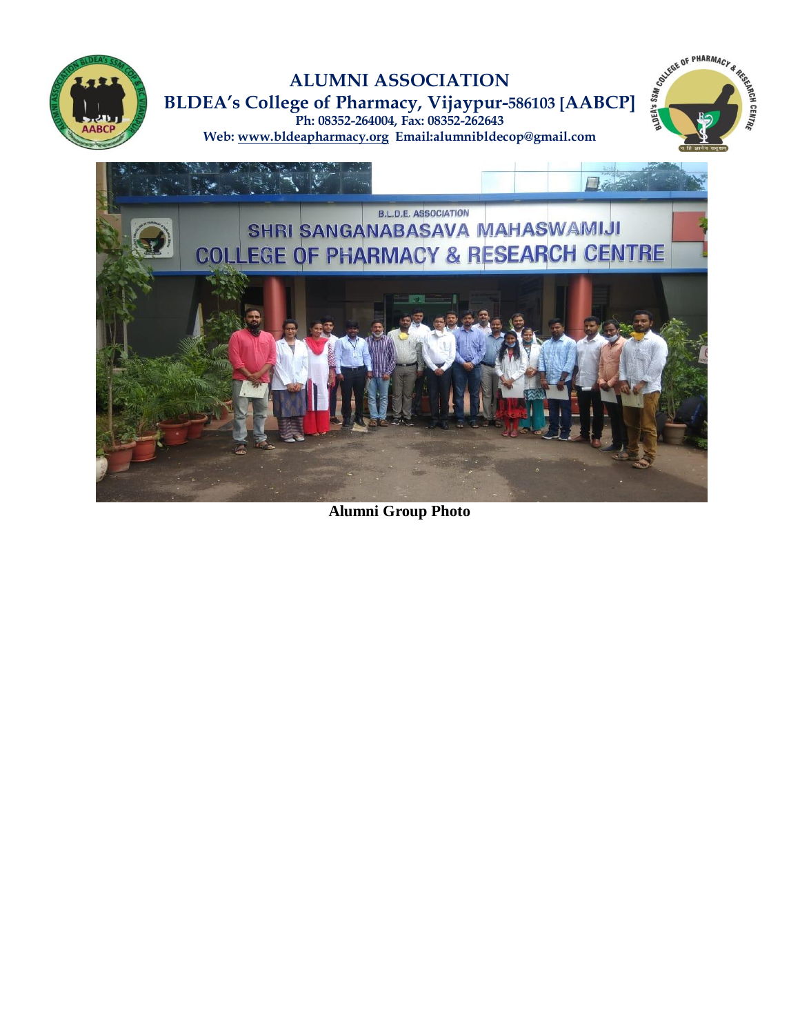# ALUMNI ASSOCIATION

**BLDEA's College of Pharmacy, Vijaypur-586103 [AABCP]**

**Ph: 08352-264004, Fax: 08352-262643**

**Web: www.bldeapharmacy.org Email:alumnibldecop@gmail.com**

**Alumni Group Photo**